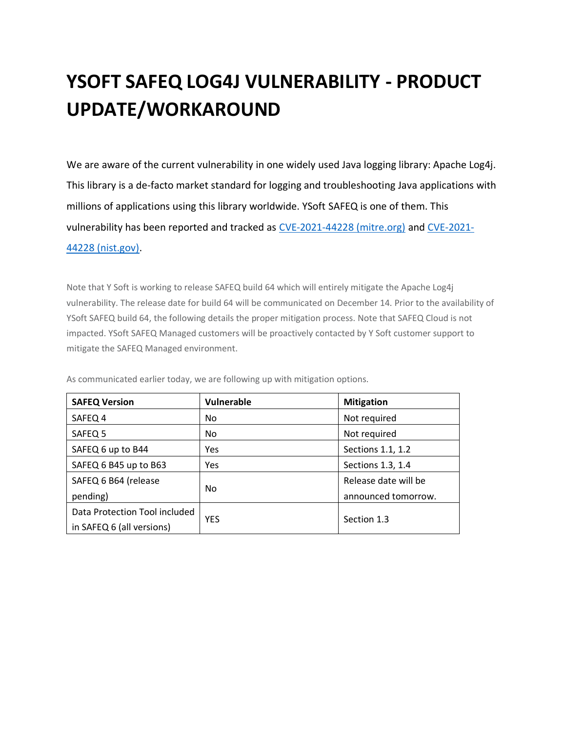# YSOFT SAFEQ LOG4J VULNERABILITY - PRODUCT UPDATE/WORKAROUND

We are aware of the current vulnerability in one widely used Java logging library: Apache Log4j. This library is a de-facto market standard for logging and troubleshooting Java applications with millions of applications using this library worldwide. YSoft SAFEQ is one of them. This vulnerability has been reported and tracked as [CVE-2021-44228 (mitre.org)] and [CVE-2021-44228 (nist.gov)].

Note that Y Soft is working to release SAFEQ build 64 which will entirely mitigate the Apache Log4j vulnerability. The release date for build 64 will be communicated on December 14. Prior to the availability of YSoft SAFEQ build 64, the following details the proper mitigation process. Note that SAFEQ Cloud is not impacted. YSoft SAFEQ Managed customers will be proactively contacted by Y Soft customer support to mitigate the SAFEQ Managed environment.

As communicated earlier today, we are following up with mitigation options.

| SAFEQ Version | Vulnerable | Mitigation |
|---|---|---|
| SAFEQ 4 | No | Not required |
| SAFEQ 5 | No | Not required |
| SAFEQ 6 up to B44 | Yes | Sections 1.1, 1.2 |
| SAFEQ 6 B45 up to B63 | Yes | Sections 1.3, 1.4 |
| SAFEQ 6 B64 (release pending) | No | Release date will be announced tomorrow. |
| Data Protection Tool included in SAFEQ 6 (all versions) | YES | Section 1.3 |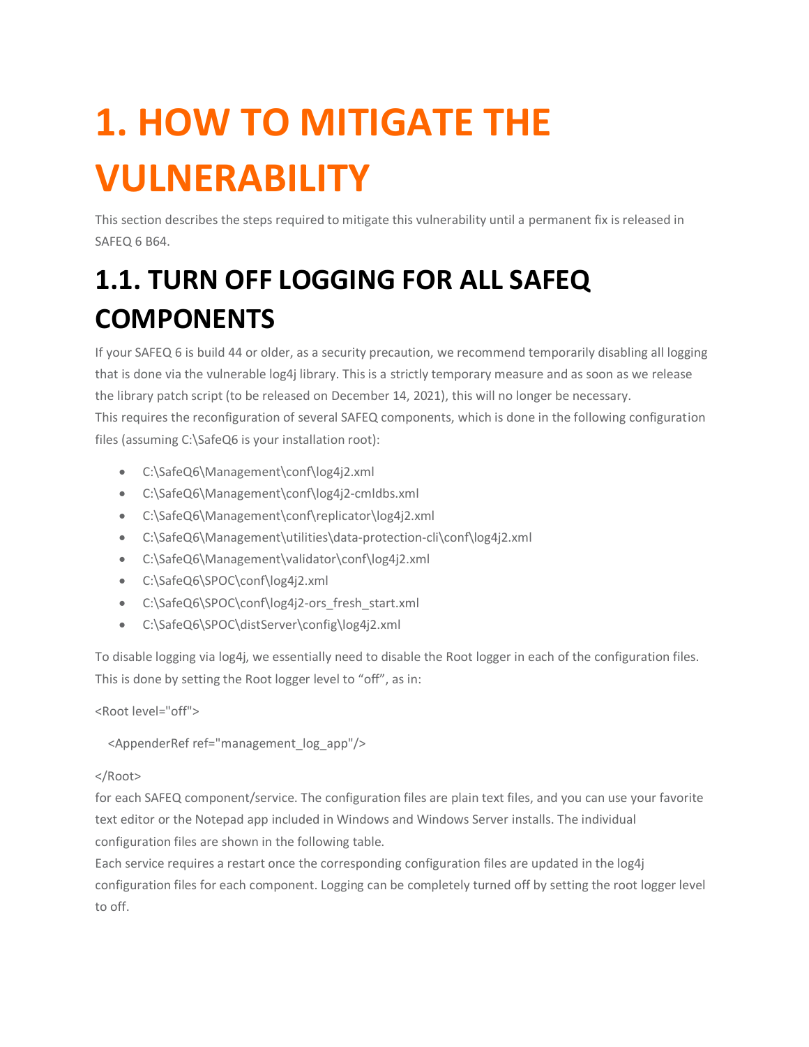# 1. HOW TO MITIGATE THE VULNERABILITY

This section describes the steps required to mitigate this vulnerability until a permanent fix is released in SAFEQ 6 B64.

## 1.1. TURN OFF LOGGING FOR ALL SAFEQ COMPONENTS

If your SAFEQ 6 is build 44 or older, as a security precaution, we recommend temporarily disabling all logging that is done via the vulnerable log4j library. This is a strictly temporary measure and as soon as we release the library patch script (to be released on December 14, 2021), this will no longer be necessary.
This requires the reconfiguration of several SAFEQ components, which is done in the following configuration files (assuming C:\SafeQ6 is your installation root):

- C:\SafeQ6\Management\conf\log4j2.xml
- C:\SafeQ6\Management\conf\log4j2-cmldbs.xml
- C:\SafeQ6\Management\conf\replicator\log4j2.xml
- C:\SafeQ6\Management\utilities\data-protection-cli\conf\log4j2.xml
- C:\SafeQ6\Management\validator\conf\log4j2.xml
- C:\SafeQ6\SPOC\conf\log4j2.xml
- C:\SafeQ6\SPOC\conf\log4j2-ors_fresh_start.xml
- C:\SafeQ6\SPOC\distServer\config\log4j2.xml

To disable logging via log4j, we essentially need to disable the Root logger in each of the configuration files. This is done by setting the Root logger level to "off", as in:

```
<Root level="off">

  <AppenderRef ref="management_log_app"/>

</Root>
```

for each SAFEQ component/service. The configuration files are plain text files, and you can use your favorite text editor or the Notepad app included in Windows and Windows Server installs. The individual configuration files are shown in the following table.
Each service requires a restart once the corresponding configuration files are updated in the log4j configuration files for each component. Logging can be completely turned off by setting the root logger level to off.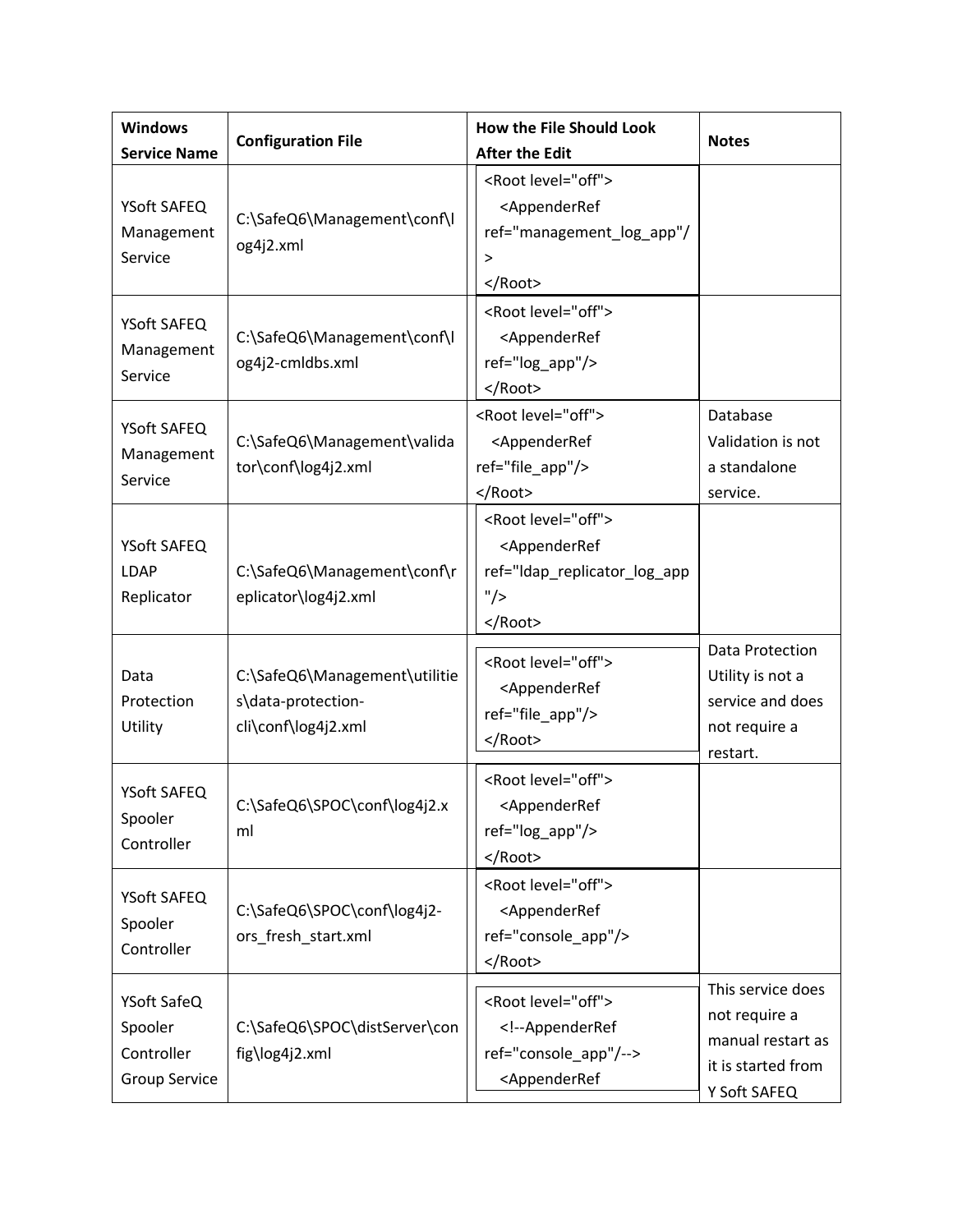| Windows Service Name | Configuration File | How the File Should Look After the Edit | Notes |
|---|---|---|---|
| YSoft SAFEQ Management Service | C:\SafeQ6\Management\conf\log4j2.xml | `<Root level="off">` `<AppenderRef ref="management_log_app"/>` `</Root>` | |
| YSoft SAFEQ Management Service | C:\SafeQ6\Management\conf\log4j2-cmldbs.xml | `<Root level="off">` `<AppenderRef ref="log_app"/>` `</Root>` | |
| YSoft SAFEQ Management Service | C:\SafeQ6\Management\validator\conf\log4j2.xml | `<Root level="off">` `<AppenderRef ref="file_app"/>` `</Root>` | Database Validation is not a standalone service. |
| YSoft SAFEQ LDAP Replicator | C:\SafeQ6\Management\conf\replicator\log4j2.xml | `<Root level="off">` `<AppenderRef ref="ldap_replicator_log_app"/>` `</Root>` | |
| Data Protection Utility | C:\SafeQ6\Management\utilities\data-protection-cli\conf\log4j2.xml | `<Root level="off">` `<AppenderRef ref="file_app"/>` `</Root>` | Data Protection Utility is not a service and does not require a restart. |
| YSoft SAFEQ Spooler Controller | C:\SafeQ6\SPOC\conf\log4j2.xml | `<Root level="off">` `<AppenderRef ref="log_app"/>` `</Root>` | |
| YSoft SAFEQ Spooler Controller | C:\SafeQ6\SPOC\conf\log4j2-ors_fresh_start.xml | `<Root level="off">` `<AppenderRef ref="console_app"/>` `</Root>` | |
| YSoft SafeQ Spooler Controller Group Service | C:\SafeQ6\SPOC\distServer\config\log4j2.xml | `<Root level="off">` `<!--AppenderRef ref="console_app"/-->` `<AppenderRef` | This service does not require a manual restart as it is started from Y Soft SAFEQ |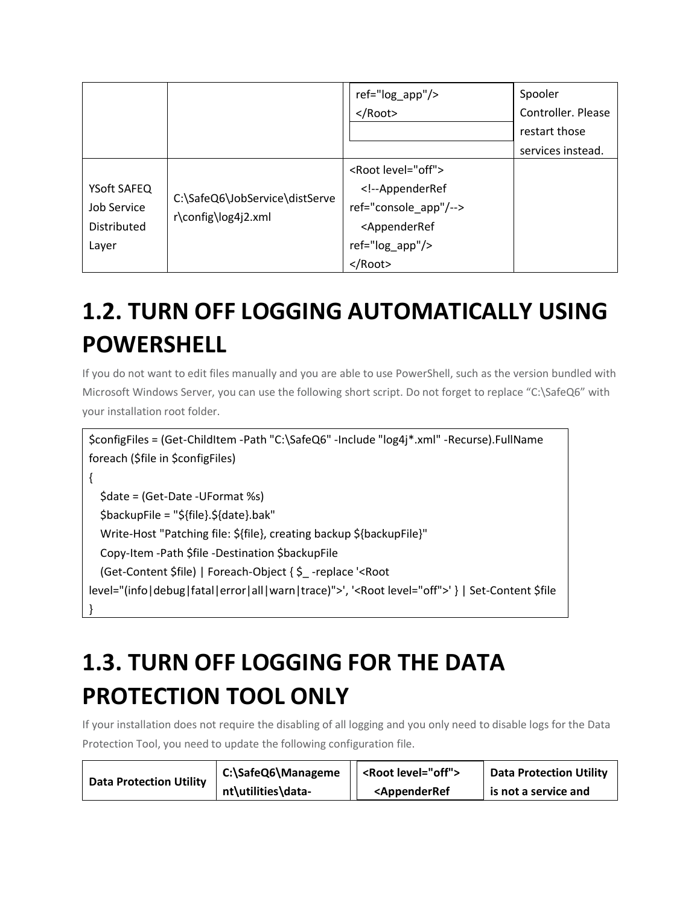| | | ref="log_app"/><br></Root> | Spooler Controller. Please restart those services instead. |
|---|---|---|---|
| YSoft SAFEQ Job Service Distributed Layer | C:\SafeQ6\JobService\distServer\config\log4j2.xml | <Root level="off"><br>  <!--AppenderRef ref="console_app"/--><br>  <AppenderRef ref="log_app"/><br></Root> | |

# 1.2. TURN OFF LOGGING AUTOMATICALLY USING POWERSHELL

If you do not want to edit files manually and you are able to use PowerShell, such as the version bundled with Microsoft Windows Server, you can use the following short script. Do not forget to replace "C:\SafeQ6" with your installation root folder.

```
$configFiles = (Get-ChildItem -Path "C:\SafeQ6" -Include "log4j*.xml" -Recurse).FullName
foreach ($file in $configFiles)
{
   $date = (Get-Date -UFormat %s)
   $backupFile = "${file}.${date}.bak"
   Write-Host "Patching file: ${file}, creating backup ${backupFile}"
   Copy-Item -Path $file -Destination $backupFile
   (Get-Content $file) | Foreach-Object { $_ -replace '<Root level="(info|debug|fatal|error|all|warn|trace)">', '<Root level="off">' } | Set-Content $file
}
```

# 1.3. TURN OFF LOGGING FOR THE DATA PROTECTION TOOL ONLY

If your installation does not require the disabling of all logging and you only need to disable logs for the Data Protection Tool, you need to update the following configuration file.

| **Data Protection Utility** | **C:\SafeQ6\Management\utilities\data-** | **<Root level="off"><br>  <AppenderRef** | **Data Protection Utility is not a service and** |
|---|---|---|---|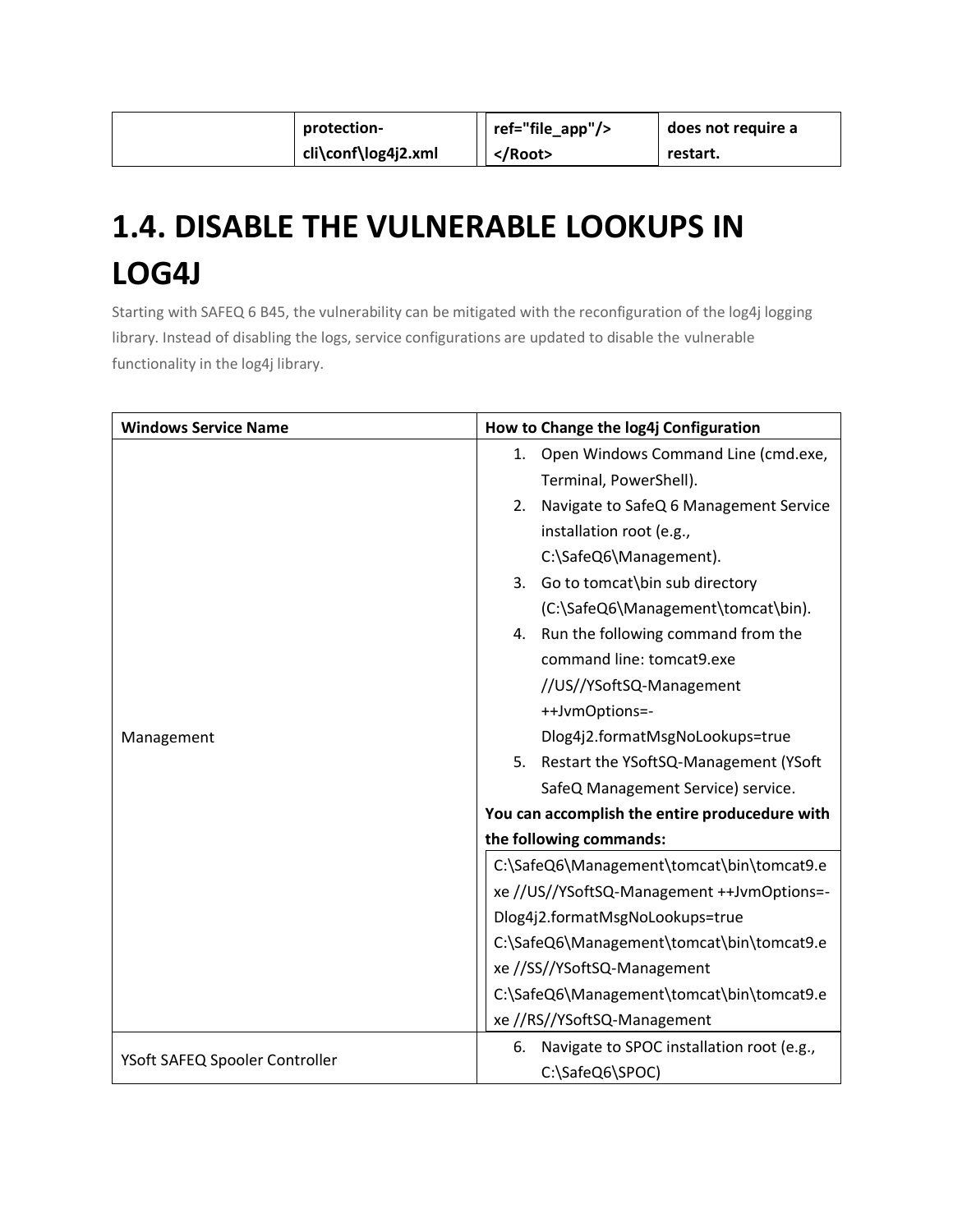|  | protection-cli\conf\log4j2.xml | ref="file_app"/> </Root> | does not require a restart. |
|---|---|---|---|

# 1.4. DISABLE THE VULNERABLE LOOKUPS IN LOG4J

Starting with SAFEQ 6 B45, the vulnerability can be mitigated with the reconfiguration of the log4j logging library. Instead of disabling the logs, service configurations are updated to disable the vulnerable functionality in the log4j library.

| Windows Service Name | How to Change the log4j Configuration |
|---|---|
| Management | 1. Open Windows Command Line (cmd.exe, Terminal, PowerShell).<br>2. Navigate to SafeQ 6 Management Service installation root (e.g., C:\SafeQ6\Management).<br>3. Go to tomcat\bin sub directory (C:\SafeQ6\Management\tomcat\bin).<br>4. Run the following command from the command line: tomcat9.exe //US//YSoftSQ-Management ++JvmOptions=-Dlog4j2.formatMsgNoLookups=true<br>5. Restart the YSoftSQ-Management (YSoft SafeQ Management Service) service.<br>**You can accomplish the entire producedure with the following commands:**<br>C:\SafeQ6\Management\tomcat\bin\tomcat9.exe //US//YSoftSQ-Management ++JvmOptions=-Dlog4j2.formatMsgNoLookups=true<br>C:\SafeQ6\Management\tomcat\bin\tomcat9.exe //SS//YSoftSQ-Management<br>C:\SafeQ6\Management\tomcat\bin\tomcat9.exe //RS//YSoftSQ-Management |
| YSoft SAFEQ Spooler Controller | 6. Navigate to SPOC installation root (e.g., C:\SafeQ6\SPOC) |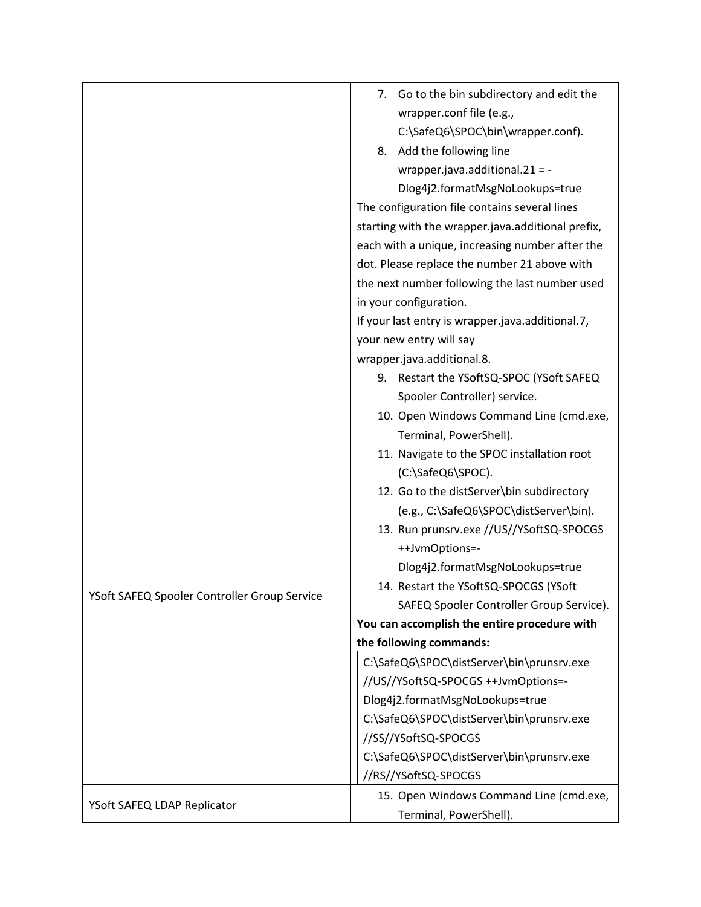| | |
|---|---|
| | 7. Go to the bin subdirectory and edit the wrapper.conf file (e.g., C:\SafeQ6\SPOC\bin\wrapper.conf).<br>8. Add the following line wrapper.java.additional.21 = -Dlog4j2.formatMsgNoLookups=true<br>The configuration file contains several lines starting with the wrapper.java.additional prefix, each with a unique, increasing number after the dot. Please replace the number 21 above with the next number following the last number used in your configuration.<br>If your last entry is wrapper.java.additional.7, your new entry will say wrapper.java.additional.8.<br>9. Restart the YSoftSQ-SPOC (YSoft SAFEQ Spooler Controller) service. |
| YSoft SAFEQ Spooler Controller Group Service | 10. Open Windows Command Line (cmd.exe, Terminal, PowerShell).<br>11. Navigate to the SPOC installation root (C:\SafeQ6\SPOC).<br>12. Go to the distServer\bin subdirectory (e.g., C:\SafeQ6\SPOC\distServer\bin).<br>13. Run prunsrv.exe //US//YSoftSQ-SPOCGS ++JvmOptions=-Dlog4j2.formatMsgNoLookups=true<br>14. Restart the YSoftSQ-SPOCGS (YSoft SAFEQ Spooler Controller Group Service).<br>**You can accomplish the entire procedure with the following commands:**<br>`C:\SafeQ6\SPOC\distServer\bin\prunsrv.exe //US//YSoftSQ-SPOCGS ++JvmOptions=-Dlog4j2.formatMsgNoLookups=true`<br>`C:\SafeQ6\SPOC\distServer\bin\prunsrv.exe //SS//YSoftSQ-SPOCGS`<br>`C:\SafeQ6\SPOC\distServer\bin\prunsrv.exe //RS//YSoftSQ-SPOCGS` |
| YSoft SAFEQ LDAP Replicator | 15. Open Windows Command Line (cmd.exe, Terminal, PowerShell). |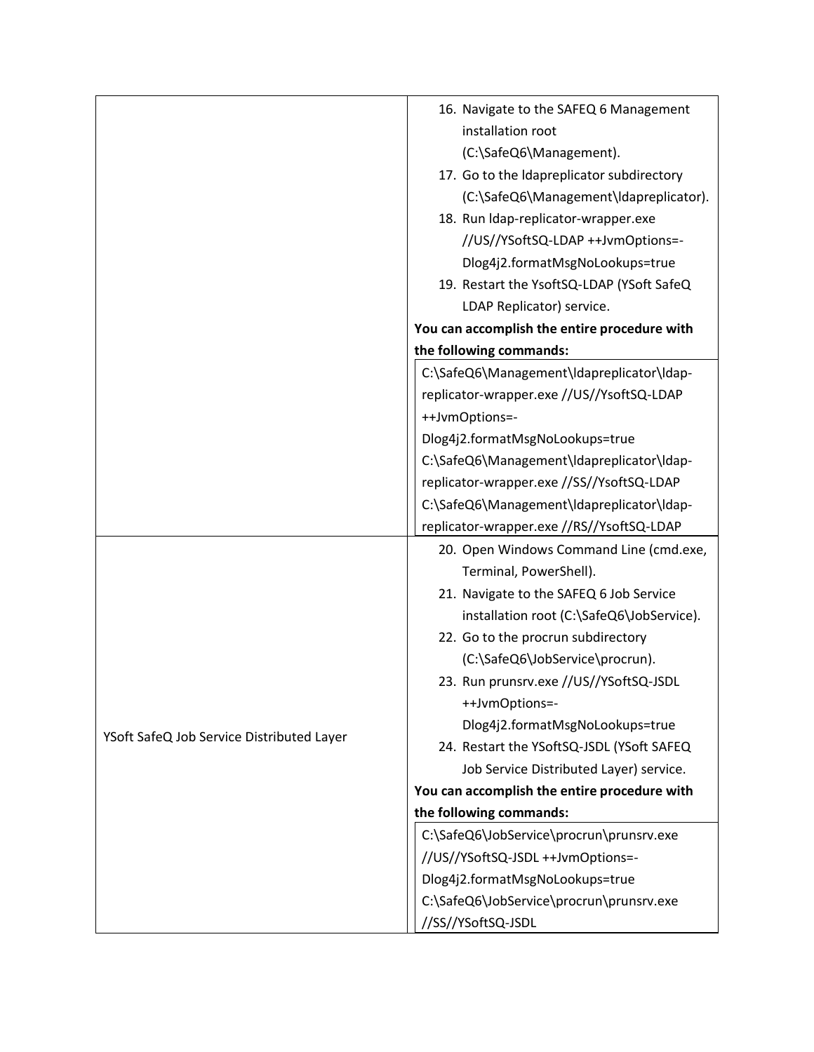| | |
|---|---|
| | 16. Navigate to the SAFEQ 6 Management installation root (C:\SafeQ6\Management).<br>17. Go to the ldapreplicator subdirectory (C:\SafeQ6\Management\ldapreplicator).<br>18. Run ldap-replicator-wrapper.exe //US//YSoftSQ-LDAP ++JvmOptions=-Dlog4j2.formatMsgNoLookups=true<br>19. Restart the YsoftSQ-LDAP (YSoft SafeQ LDAP Replicator) service.<br>**You can accomplish the entire procedure with the following commands:**<br>`C:\SafeQ6\Management\ldapreplicator\ldap-replicator-wrapper.exe //US//YsoftSQ-LDAP ++JvmOptions=-Dlog4j2.formatMsgNoLookups=true`<br>`C:\SafeQ6\Management\ldapreplicator\ldap-replicator-wrapper.exe //SS//YsoftSQ-LDAP`<br>`C:\SafeQ6\Management\ldapreplicator\ldap-replicator-wrapper.exe //RS//YsoftSQ-LDAP` |
| YSoft SafeQ Job Service Distributed Layer | 20. Open Windows Command Line (cmd.exe, Terminal, PowerShell).<br>21. Navigate to the SAFEQ 6 Job Service installation root (C:\SafeQ6\JobService).<br>22. Go to the procrun subdirectory (C:\SafeQ6\JobService\procrun).<br>23. Run prunsrv.exe //US//YSoftSQ-JSDL ++JvmOptions=-Dlog4j2.formatMsgNoLookups=true<br>24. Restart the YSoftSQ-JSDL (YSoft SAFEQ Job Service Distributed Layer) service.<br>**You can accomplish the entire procedure with the following commands:**<br>`C:\SafeQ6\JobService\procrun\prunsrv.exe //US//YSoftSQ-JSDL ++JvmOptions=-Dlog4j2.formatMsgNoLookups=true`<br>`C:\SafeQ6\JobService\procrun\prunsrv.exe //SS//YSoftSQ-JSDL` |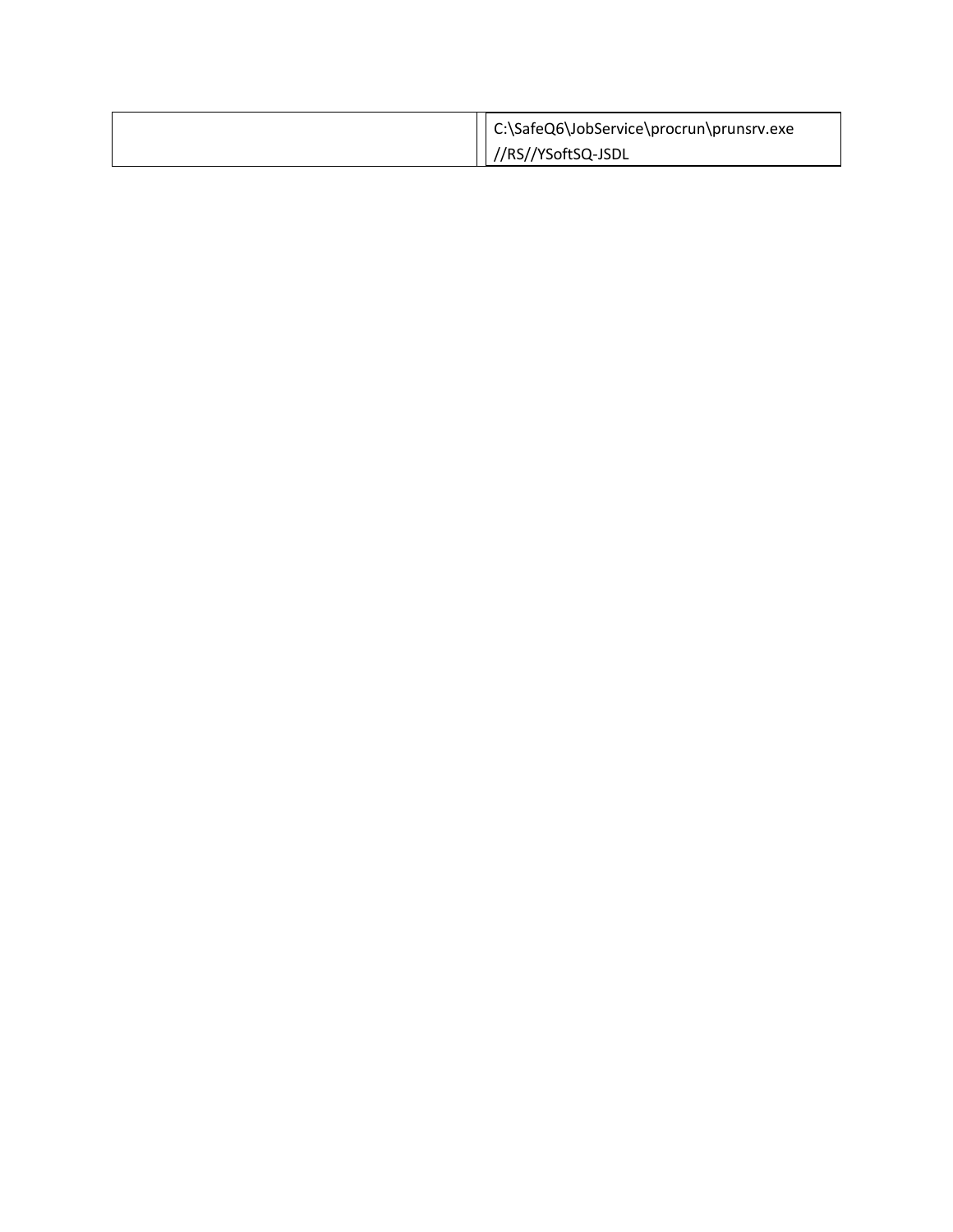| | | |
|---|---|---|
| | | C:\SafeQ6\JobService\procrun\prunsrv.exe //RS//YSoftSQ-JSDL |